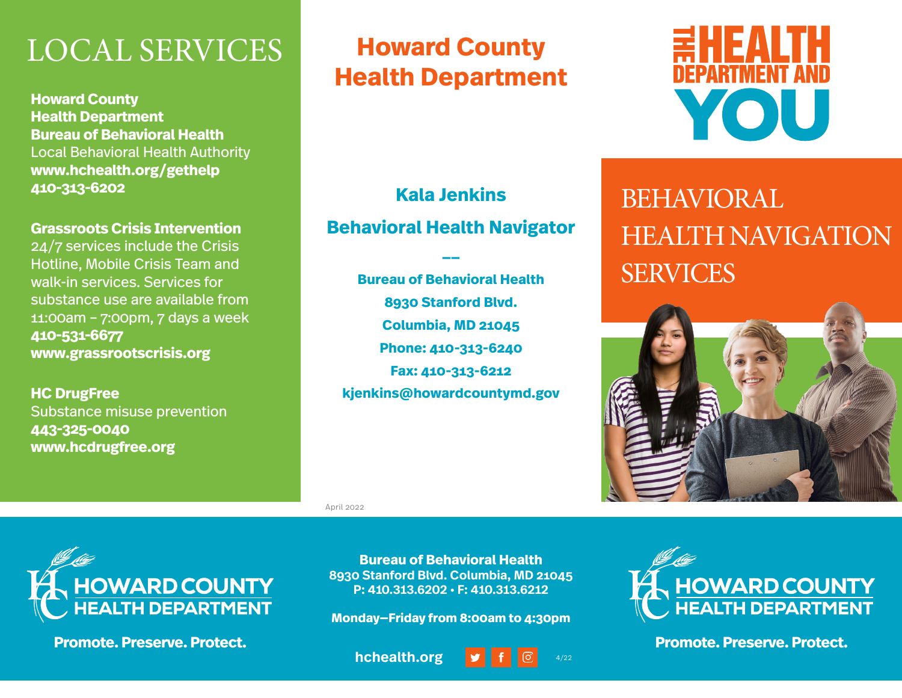# LOCAL SERVICES

**Howard County Health Department Bureau of Behavioral Health**
Local Behavioral Health Authority
**www.hchealth.org/gethelp**
**410-313-6202**

**Grassroots Crisis Intervention**
24/7 services include the Crisis Hotline, Mobile Crisis Team and walk-in services. Services for substance use are available from 11:00am – 7:00pm, 7 days a week
**410-531-6677**
**www.grassrootscrisis.org**

**HC DrugFree**
Substance misuse prevention
**443-325-0040**
**www.hcdrugfree.org**

# Howard County Health Department

## Kala Jenkins

## Behavioral Health Navigator

--

**Bureau of Behavioral Health**
**8930 Stanford Blvd.**
**Columbia, MD 21045**
**Phone: 410-313-6240**
**Fax: 410-313-6212**
**kjenkins@howardcountymd.gov**

April 2022

# THE HEALTH DEPARTMENT AND YOU

# BEHAVIORAL HEALTH NAVIGATION SERVICES

**HOWARD COUNTY HEALTH DEPARTMENT**

**Promote. Preserve. Protect.**

**Bureau of Behavioral Health**
**8930 Stanford Blvd. Columbia, MD 21045**
**P: 410.313.6202 • F: 410.313.6212**

**Monday–Friday from 8:00am to 4:30pm**

**hchealth.org**

4/22

**HOWARD COUNTY HEALTH DEPARTMENT**

**Promote. Preserve. Protect.**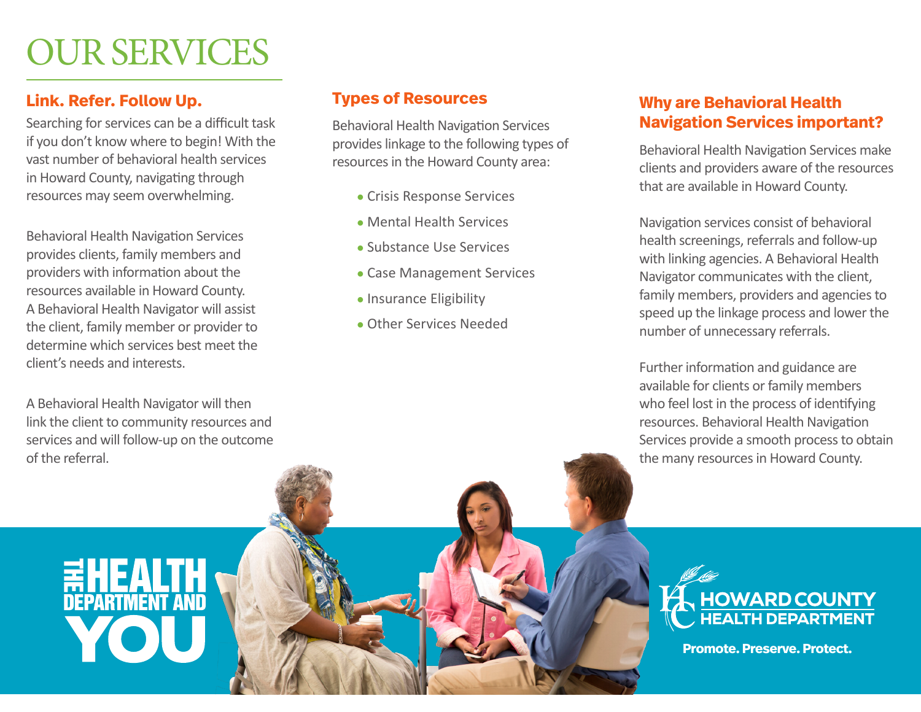# OUR SERVICES

## Link. Refer. Follow Up.

Searching for services can be a difficult task if you don't know where to begin! With the vast number of behavioral health services in Howard County, navigating through resources may seem overwhelming.

Behavioral Health Navigation Services provides clients, family members and providers with information about the resources available in Howard County. A Behavioral Health Navigator will assist the client, family member or provider to determine which services best meet the client's needs and interests.

A Behavioral Health Navigator will then link the client to community resources and services and will follow-up on the outcome of the referral.

## Types of Resources

Behavioral Health Navigation Services provides linkage to the following types of resources in the Howard County area:

- Crisis Response Services
- Mental Health Services
- Substance Use Services
- Case Management Services
- Insurance Eligibility
- Other Services Needed

## Why are Behavioral Health Navigation Services important?

Behavioral Health Navigation Services make clients and providers aware of the resources that are available in Howard County.

Navigation services consist of behavioral health screenings, referrals and follow-up with linking agencies. A Behavioral Health Navigator communicates with the client, family members, providers and agencies to speed up the linkage process and lower the number of unnecessary referrals.

Further information and guidance are available for clients or family members who feel lost in the process of identifying resources. Behavioral Health Navigation Services provide a smooth process to obtain the many resources in Howard County.

THE HEALTH DEPARTMENT AND YOU

HOWARD COUNTY HEALTH DEPARTMENT

Promote. Preserve. Protect.